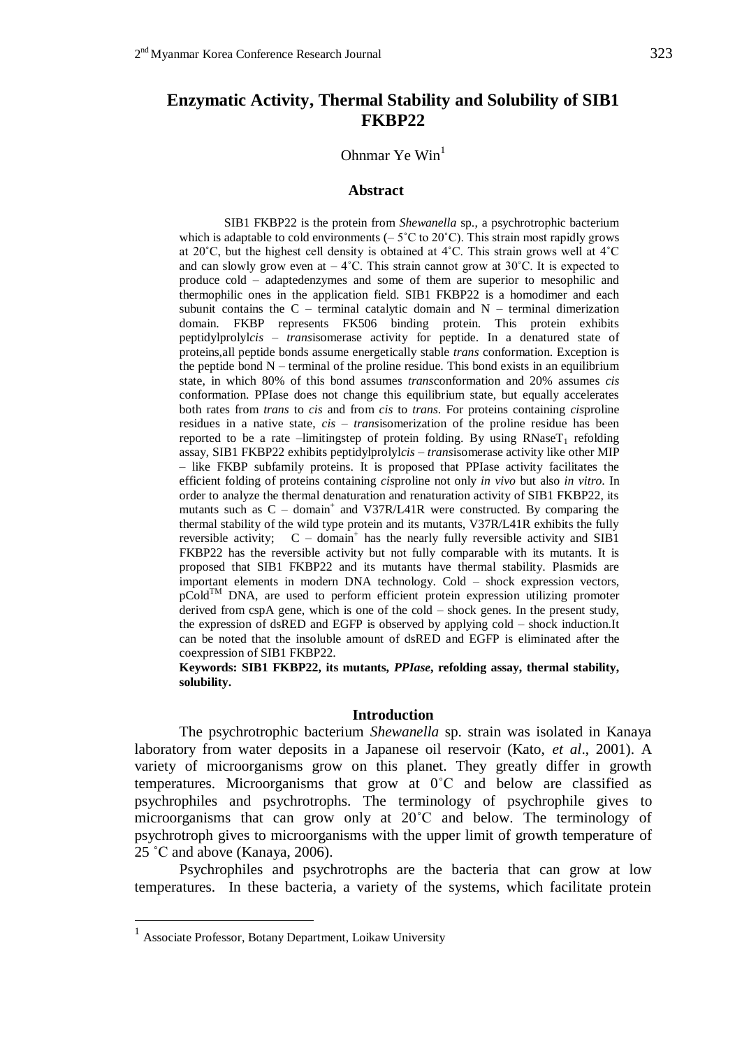# Enzymatic Activity, Thermal Stability and Solubility of SIB1 FKBP22

Ohnmar Ye Win[1]

## Abstract

SIB1 FKBP22 is the protein from *Shewanella* sp., a psychrotrophic bacterium which is adaptable to cold environments (– 5˚C to 20˚C). This strain most rapidly grows at 20˚C, but the highest cell density is obtained at 4˚C. This strain grows well at 4˚C and can slowly grow even at – 4˚C. This strain cannot grow at 30˚C. It is expected to produce cold – adaptedenzymes and some of them are superior to mesophilic and thermophilic ones in the application field. SIB1 FKBP22 is a homodimer and each subunit contains the C – terminal catalytic domain and N – terminal dimerization domain. FKBP represents FK506 binding protein. This protein exhibits peptidylprolyl*cis* – *trans*isomerase activity for peptide. In a denatured state of proteins,all peptide bonds assume energetically stable *trans* conformation. Exception is the peptide bond N – terminal of the proline residue. This bond exists in an equilibrium state, in which 80% of this bond assumes *trans*conformation and 20% assumes *cis* conformation. PPIase does not change this equilibrium state, but equally accelerates both rates from *trans* to *cis* and from *cis* to *trans*. For proteins containing *cis*proline residues in a native state, *cis* – *trans*isomerization of the proline residue has been reported to be a rate –limitingstep of protein folding. By using RNase$T_1$ refolding assay, SIB1 FKBP22 exhibits peptidylprolyl*cis* – *trans*isomerase activity like other MIP – like FKBP subfamily proteins. It is proposed that PPIase activity facilitates the efficient folding of proteins containing *cis*proline not only *in vivo* but also *in vitro*. In order to analyze the thermal denaturation and renaturation activity of SIB1 FKBP22, its mutants such as C – domain$^+$ and V37R/L41R were constructed. By comparing the thermal stability of the wild type protein and its mutants, V37R/L41R exhibits the fully reversible activity; C – domain$^+$ has the nearly fully reversible activity and SIB1 FKBP22 has the reversible activity but not fully comparable with its mutants. It is proposed that SIB1 FKBP22 and its mutants have thermal stability. Plasmids are important elements in modern DNA technology. Cold – shock expression vectors, pCold$^{TM}$ DNA, are used to perform efficient protein expression utilizing promoter derived from cspA gene, which is one of the cold – shock genes. In the present study, the expression of dsRED and EGFP is observed by applying cold – shock induction.It can be noted that the insoluble amount of dsRED and EGFP is eliminated after the coexpression of SIB1 FKBP22.

**Keywords: SIB1 FKBP22, its mutants, *PPIase*, refolding assay, thermal stability, solubility.**

## Introduction

The psychrotrophic bacterium *Shewanella* sp. strain was isolated in Kanaya laboratory from water deposits in a Japanese oil reservoir (Kato, *et al*., 2001). A variety of microorganisms grow on this planet. They greatly differ in growth temperatures. Microorganisms that grow at 0˚C and below are classified as psychrophiles and psychrotrophs. The terminology of psychrophile gives to microorganisms that can grow only at 20˚C and below. The terminology of psychrotroph gives to microorganisms with the upper limit of growth temperature of 25 ˚C and above (Kanaya, 2006).

Psychrophiles and psychrotrophs are the bacteria that can grow at low temperatures. In these bacteria, a variety of the systems, which facilitate protein

[1] Associate Professor, Botany Department, Loikaw University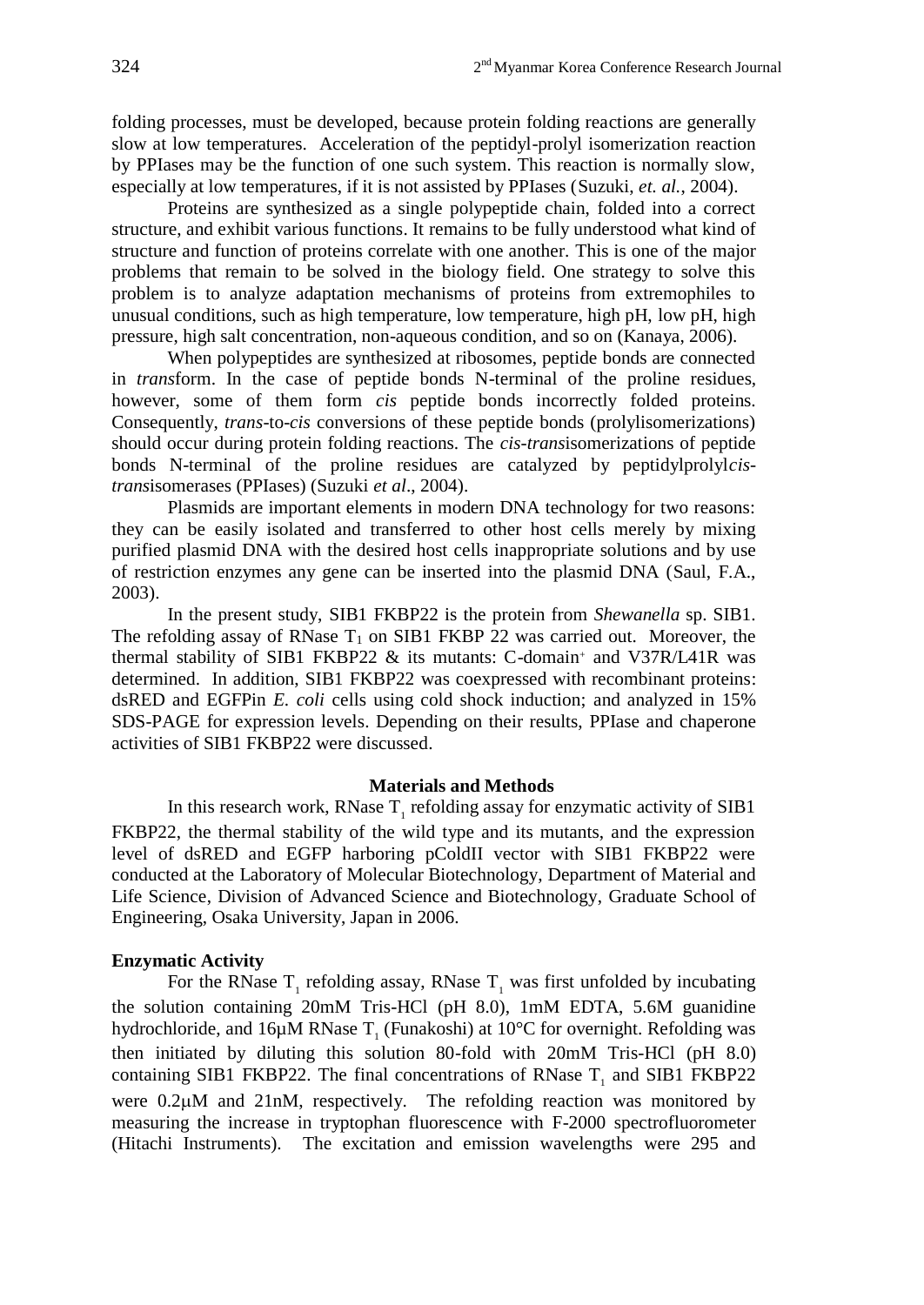folding processes, must be developed, because protein folding reactions are generally slow at low temperatures. Acceleration of the peptidyl-prolyl isomerization reaction by PPIases may be the function of one such system. This reaction is normally slow, especially at low temperatures, if it is not assisted by PPIases (Suzuki, *et. al.*, 2004).

Proteins are synthesized as a single polypeptide chain, folded into a correct structure, and exhibit various functions. It remains to be fully understood what kind of structure and function of proteins correlate with one another. This is one of the major problems that remain to be solved in the biology field. One strategy to solve this problem is to analyze adaptation mechanisms of proteins from extremophiles to unusual conditions, such as high temperature, low temperature, high pH, low pH, high pressure, high salt concentration, non-aqueous condition, and so on (Kanaya, 2006).

When polypeptides are synthesized at ribosomes, peptide bonds are connected in *trans*form. In the case of peptide bonds N-terminal of the proline residues, however, some of them form *cis* peptide bonds incorrectly folded proteins. Consequently, *trans*-to-*cis* conversions of these peptide bonds (prolylisomerizations) should occur during protein folding reactions. The *cis*-*trans*isomerizations of peptide bonds N-terminal of the proline residues are catalyzed by peptidylprolyl*cis*-*trans*isomerases (PPIases) (Suzuki *et al*., 2004).

Plasmids are important elements in modern DNA technology for two reasons: they can be easily isolated and transferred to other host cells merely by mixing purified plasmid DNA with the desired host cells inappropriate solutions and by use of restriction enzymes any gene can be inserted into the plasmid DNA (Saul, F.A., 2003).

In the present study, SIB1 FKBP22 is the protein from *Shewanella* sp. SIB1. The refolding assay of RNase $T_1$ on SIB1 FKBP 22 was carried out. Moreover, the thermal stability of SIB1 FKBP22 & its mutants: C-domain$^+$ and V37R/L41R was determined. In addition, SIB1 FKBP22 was coexpressed with recombinant proteins: dsRED and EGFPin *E. coli* cells using cold shock induction; and analyzed in 15% SDS-PAGE for expression levels. Depending on their results, PPIase and chaperone activities of SIB1 FKBP22 were discussed.

## Materials and Methods

In this research work, RNase $T_1$ refolding assay for enzymatic activity of SIB1 FKBP22, the thermal stability of the wild type and its mutants, and the expression level of dsRED and EGFP harboring pColdII vector with SIB1 FKBP22 were conducted at the Laboratory of Molecular Biotechnology, Department of Material and Life Science, Division of Advanced Science and Biotechnology, Graduate School of Engineering, Osaka University, Japan in 2006.

### Enzymatic Activity

For the RNase $T_1$ refolding assay, RNase $T_1$ was first unfolded by incubating the solution containing 20mM Tris-HCl (pH 8.0), 1mM EDTA, 5.6M guanidine hydrochloride, and 16µM RNase $T_1$ (Funakoshi) at 10°C for overnight. Refolding was then initiated by diluting this solution 80-fold with 20mM Tris-HCl (pH 8.0) containing SIB1 FKBP22. The final concentrations of RNase $T_1$ and SIB1 FKBP22 were 0.2µM and 21nM, respectively. The refolding reaction was monitored by measuring the increase in tryptophan fluorescence with F-2000 spectrofluorometer (Hitachi Instruments). The excitation and emission wavelengths were 295 and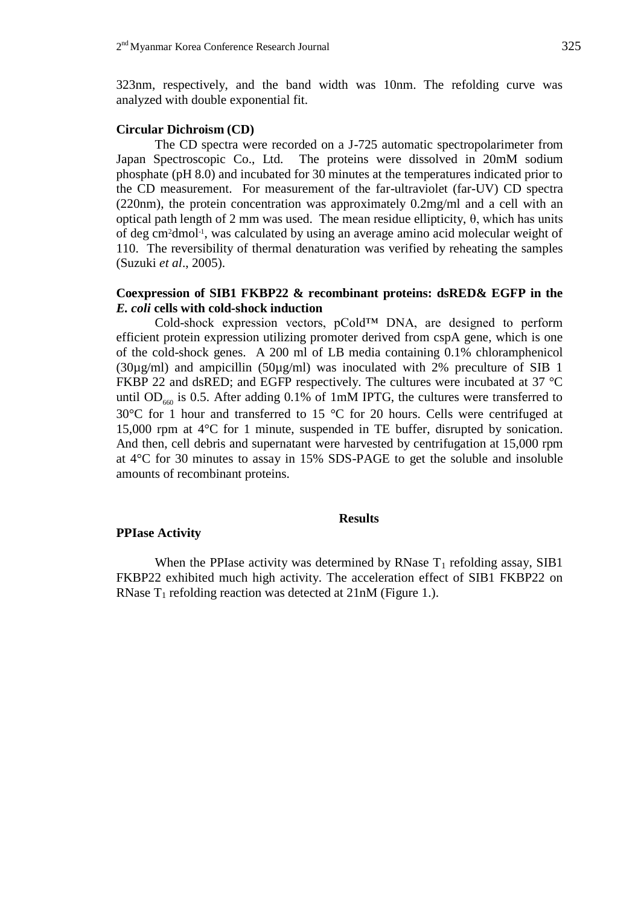323nm, respectively, and the band width was 10nm. The refolding curve was analyzed with double exponential fit.

**Circular Dichroism (CD)**

The CD spectra were recorded on a J-725 automatic spectropolarimeter from Japan Spectroscopic Co., Ltd. The proteins were dissolved in 20mM sodium phosphate (pH 8.0) and incubated for 30 minutes at the temperatures indicated prior to the CD measurement. For measurement of the far-ultraviolet (far-UV) CD spectra (220nm), the protein concentration was approximately 0.2mg/ml and a cell with an optical path length of 2 mm was used. The mean residue ellipticity, θ, which has units of deg $cm^2dmol^{-1}$, was calculated by using an average amino acid molecular weight of 110. The reversibility of thermal denaturation was verified by reheating the samples (Suzuki *et al*., 2005).

**Coexpression of SIB1 FKBP22 & recombinant proteins: dsRED& EGFP in the *E. coli* cells with cold-shock induction**

Cold-shock expression vectors, pCold™ DNA, are designed to perform efficient protein expression utilizing promoter derived from cspA gene, which is one of the cold-shock genes. A 200 ml of LB media containing 0.1% chloramphenicol (30µg/ml) and ampicillin (50µg/ml) was inoculated with 2% preculture of SIB 1 FKBP 22 and dsRED; and EGFP respectively. The cultures were incubated at 37 °C until $OD_{660}$ is 0.5. After adding 0.1% of 1mM IPTG, the cultures were transferred to 30°C for 1 hour and transferred to 15 °C for 20 hours. Cells were centrifuged at 15,000 rpm at 4°C for 1 minute, suspended in TE buffer, disrupted by sonication. And then, cell debris and supernatant were harvested by centrifugation at 15,000 rpm at 4°C for 30 minutes to assay in 15% SDS-PAGE to get the soluble and insoluble amounts of recombinant proteins.

## Results

**PPIase Activity**

When the PPIase activity was determined by RNase $T_1$ refolding assay, SIB1 FKBP22 exhibited much high activity. The acceleration effect of SIB1 FKBP22 on RNase $T_1$ refolding reaction was detected at 21nM (Figure 1.).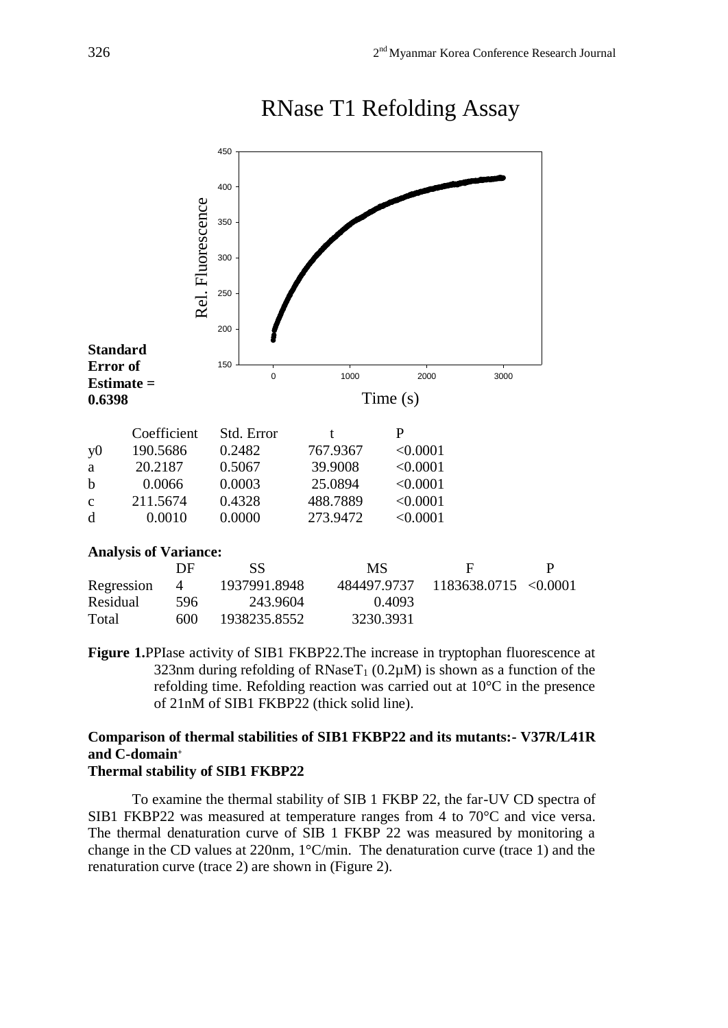RNase T1 Refolding Assay

**Standard Error of Estimate = 0.6398**

| | Coefficient | Std. Error | t | P |
|---|---|---|---|---|
| y0 | 190.5686 | 0.2482 | 767.9367 | <0.0001 |
| a | 20.2187 | 0.5067 | 39.9008 | <0.0001 |
| b | 0.0066 | 0.0003 | 25.0894 | <0.0001 |
| c | 211.5674 | 0.4328 | 488.7889 | <0.0001 |
| d | 0.0010 | 0.0000 | 273.9472 | <0.0001 |

**Analysis of Variance:**

| | DF | SS | MS | F | P |
|---|---|---|---|---|---|
| Regression | 4 | 1937991.8948 | 484497.9737 | 1183638.0715 | <0.0001 |
| Residual | 596 | 243.9604 | 0.4093 | | |
| Total | 600 | 1938235.8552 | 3230.3931 | | |

**Figure 1.** PPIase activity of SIB1 FKBP22. The increase in tryptophan fluorescence at 323nm during refolding of $RNaseT_1$ (0.2μM) is shown as a function of the refolding time. Refolding reaction was carried out at 10°C in the presence of 21nM of SIB1 FKBP22 (thick solid line).

### Comparison of thermal stabilities of SIB1 FKBP22 and its mutants:- V37R/L41R and C-domain+

### Thermal stability of SIB1 FKBP22

To examine the thermal stability of SIB 1 FKBP 22, the far-UV CD spectra of SIB1 FKBP22 was measured at temperature ranges from 4 to 70°C and vice versa. The thermal denaturation curve of SIB 1 FKBP 22 was measured by monitoring a change in the CD values at 220nm, 1°C/min. The denaturation curve (trace 1) and the renaturation curve (trace 2) are shown in (Figure 2).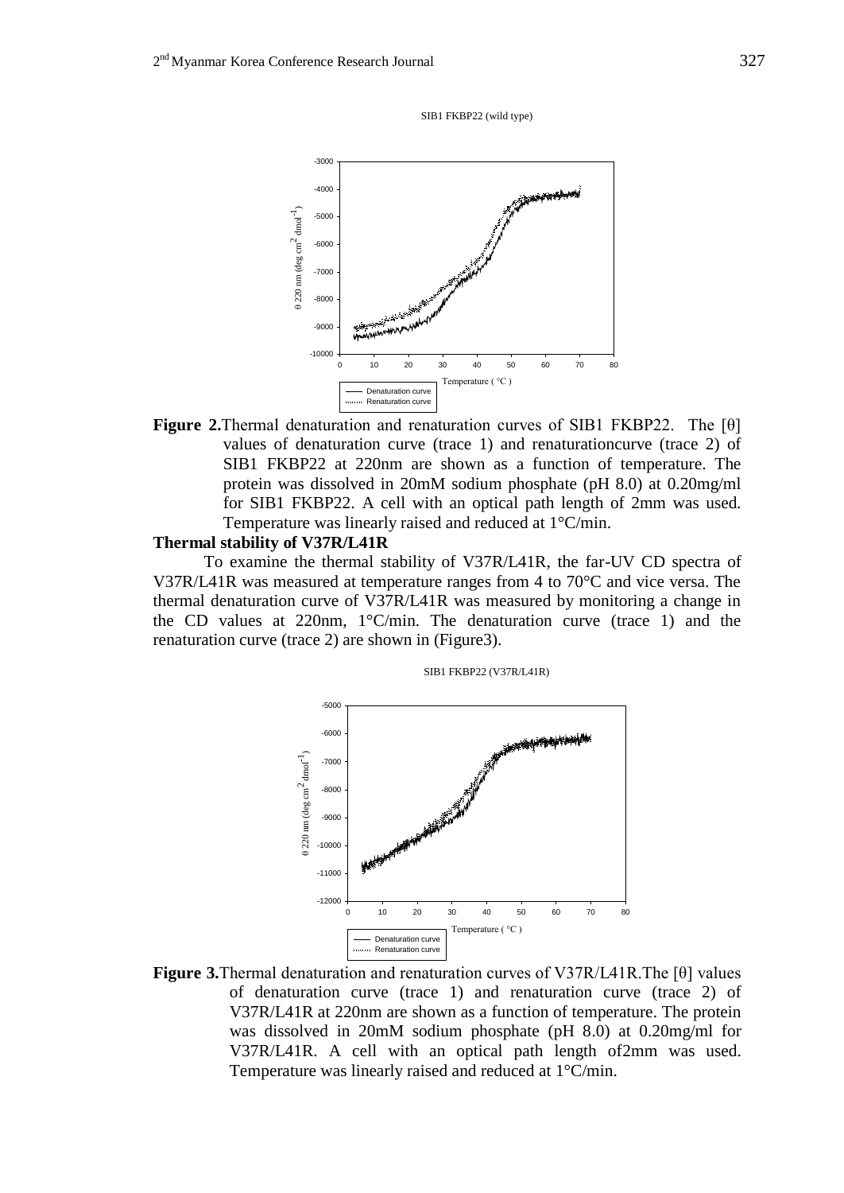**Figure 2.**Thermal denaturation and renaturation curves of SIB1 FKBP22. The [θ] values of denaturation curve (trace 1) and renaturationcurve (trace 2) of SIB1 FKBP22 at 220nm are shown as a function of temperature. The protein was dissolved in 20mM sodium phosphate (pH 8.0) at 0.20mg/ml for SIB1 FKBP22. A cell with an optical path length of 2mm was used. Temperature was linearly raised and reduced at 1°C/min.

**Thermal stability of V37R/L41R**

To examine the thermal stability of V37R/L41R, the far-UV CD spectra of V37R/L41R was measured at temperature ranges from 4 to 70°C and vice versa. The thermal denaturation curve of V37R/L41R was measured by monitoring a change in the CD values at 220nm, 1°C/min. The denaturation curve (trace 1) and the renaturation curve (trace 2) are shown in (Figure3).

**Figure 3.**Thermal denaturation and renaturation curves of V37R/L41R.The [θ] values of denaturation curve (trace 1) and renaturation curve (trace 2) of V37R/L41R at 220nm are shown as a function of temperature. The protein was dissolved in 20mM sodium phosphate (pH 8.0) at 0.20mg/ml for V37R/L41R. A cell with an optical path length of2mm was used. Temperature was linearly raised and reduced at 1°C/min.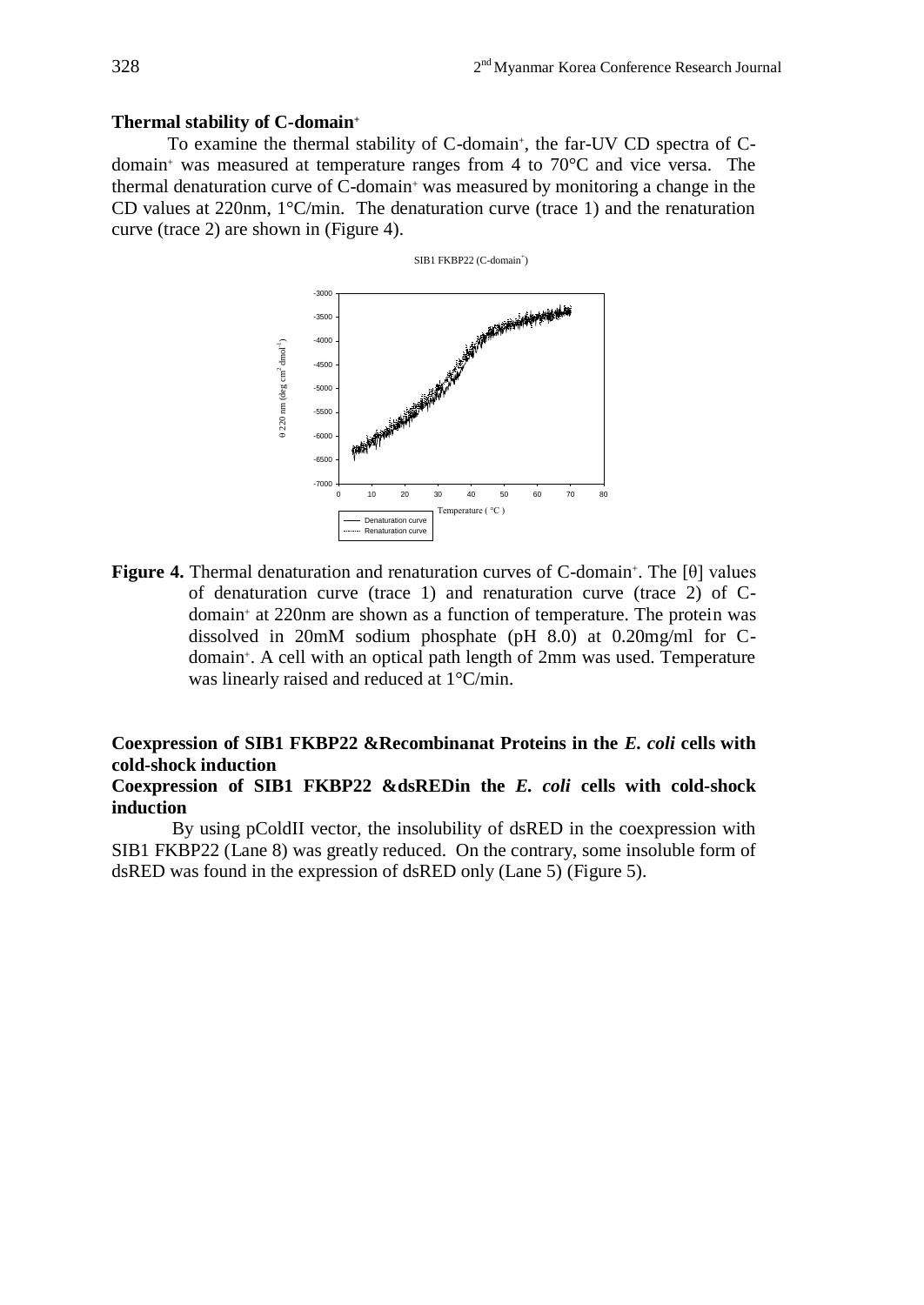**Thermal stability of C-domain+**

To examine the thermal stability of C-domain+, the far-UV CD spectra of C-domain+ was measured at temperature ranges from 4 to 70°C and vice versa. The thermal denaturation curve of C-domain+ was measured by monitoring a change in the CD values at 220nm, 1°C/min. The denaturation curve (trace 1) and the renaturation curve (trace 2) are shown in (Figure 4).

**Figure 4.** Thermal denaturation and renaturation curves of C-domain+. The [θ] values of denaturation curve (trace 1) and renaturation curve (trace 2) of C-domain+ at 220nm are shown as a function of temperature. The protein was dissolved in 20mM sodium phosphate (pH 8.0) at 0.20mg/ml for C-domain+. A cell with an optical path length of 2mm was used. Temperature was linearly raised and reduced at 1°C/min.

**Coexpression of SIB1 FKBP22 &Recombinanat Proteins in the *E. coli* cells with cold-shock induction**

**Coexpression of SIB1 FKBP22 &dsREDin the *E. coli* cells with cold-shock induction**

By using pColdII vector, the insolubility of dsRED in the coexpression with SIB1 FKBP22 (Lane 8) was greatly reduced. On the contrary, some insoluble form of dsRED was found in the expression of dsRED only (Lane 5) (Figure 5).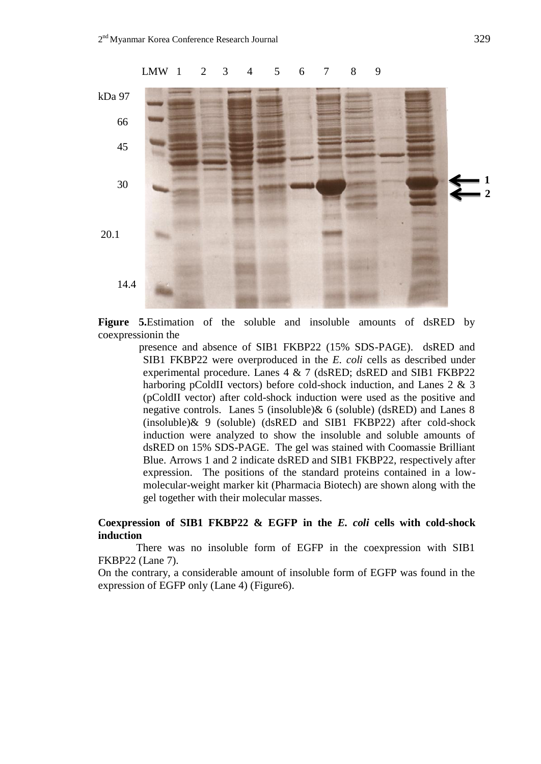**Figure 5.**Estimation of the soluble and insoluble amounts of dsRED by coexpressionin the presence and absence of SIB1 FKBP22 (15% SDS-PAGE). dsRED and SIB1 FKBP22 were overproduced in the *E. coli* cells as described under experimental procedure. Lanes 4 & 7 (dsRED; dsRED and SIB1 FKBP22 harboring pColdII vectors) before cold-shock induction, and Lanes 2 & 3 (pColdII vector) after cold-shock induction were used as the positive and negative controls. Lanes 5 (insoluble)& 6 (soluble) (dsRED) and Lanes 8 (insoluble)& 9 (soluble) (dsRED and SIB1 FKBP22) after cold-shock induction were analyzed to show the insoluble and soluble amounts of dsRED on 15% SDS-PAGE. The gel was stained with Coomassie Brilliant Blue. Arrows 1 and 2 indicate dsRED and SIB1 FKBP22, respectively after expression. The positions of the standard proteins contained in a low-molecular-weight marker kit (Pharmacia Biotech) are shown along with the gel together with their molecular masses.

**Coexpression of SIB1 FKBP22 & EGFP in the *E. coli* cells with cold-shock induction**

There was no insoluble form of EGFP in the coexpression with SIB1 FKBP22 (Lane 7).

On the contrary, a considerable amount of insoluble form of EGFP was found in the expression of EGFP only (Lane 4) (Figure6).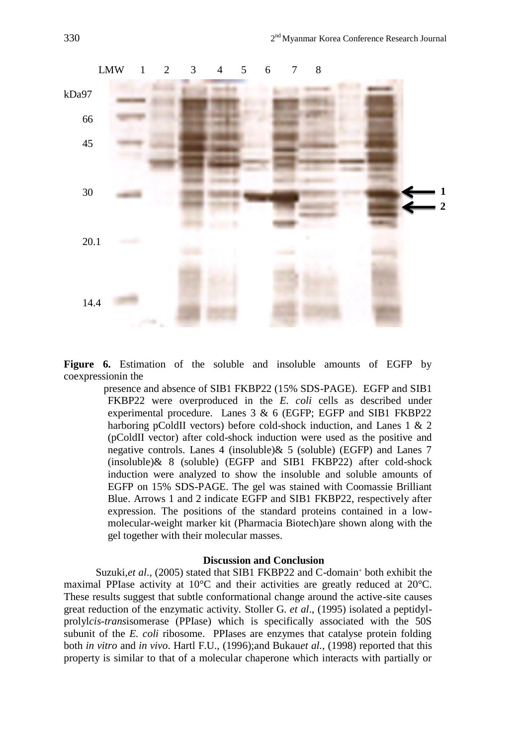**Figure 6.** Estimation of the soluble and insoluble amounts of EGFP by coexpressionin the presence and absence of SIB1 FKBP22 (15% SDS-PAGE). EGFP and SIB1 FKBP22 were overproduced in the *E. coli* cells as described under experimental procedure. Lanes 3 & 6 (EGFP; EGFP and SIB1 FKBP22 harboring pColdII vectors) before cold-shock induction, and Lanes 1 & 2 (pColdII vector) after cold-shock induction were used as the positive and negative controls. Lanes 4 (insoluble)& 5 (soluble) (EGFP) and Lanes 7 (insoluble)& 8 (soluble) (EGFP and SIB1 FKBP22) after cold-shock induction were analyzed to show the insoluble and soluble amounts of EGFP on 15% SDS-PAGE. The gel was stained with Coomassie Brilliant Blue. Arrows 1 and 2 indicate EGFP and SIB1 FKBP22, respectively after expression. The positions of the standard proteins contained in a low-molecular-weight marker kit (Pharmacia Biotech)are shown along with the gel together with their molecular masses.

## Discussion and Conclusion

Suzuki,*et al*., (2005) stated that SIB1 FKBP22 and C-domain+ both exhibit the maximal PPIase activity at 10°C and their activities are greatly reduced at 20°C. These results suggest that subtle conformational change around the active-site causes great reduction of the enzymatic activity. Stoller G. *et al*., (1995) isolated a peptidyl-prolyl*cis-trans*isomerase (PPIase) which is specifically associated with the 50S subunit of the *E. coli* ribosome. PPIases are enzymes that catalyse protein folding both *in vitro* and *in vivo*. Hartl F.U., (1996);and Bukau*et al.*, (1998) reported that this property is similar to that of a molecular chaperone which interacts with partially or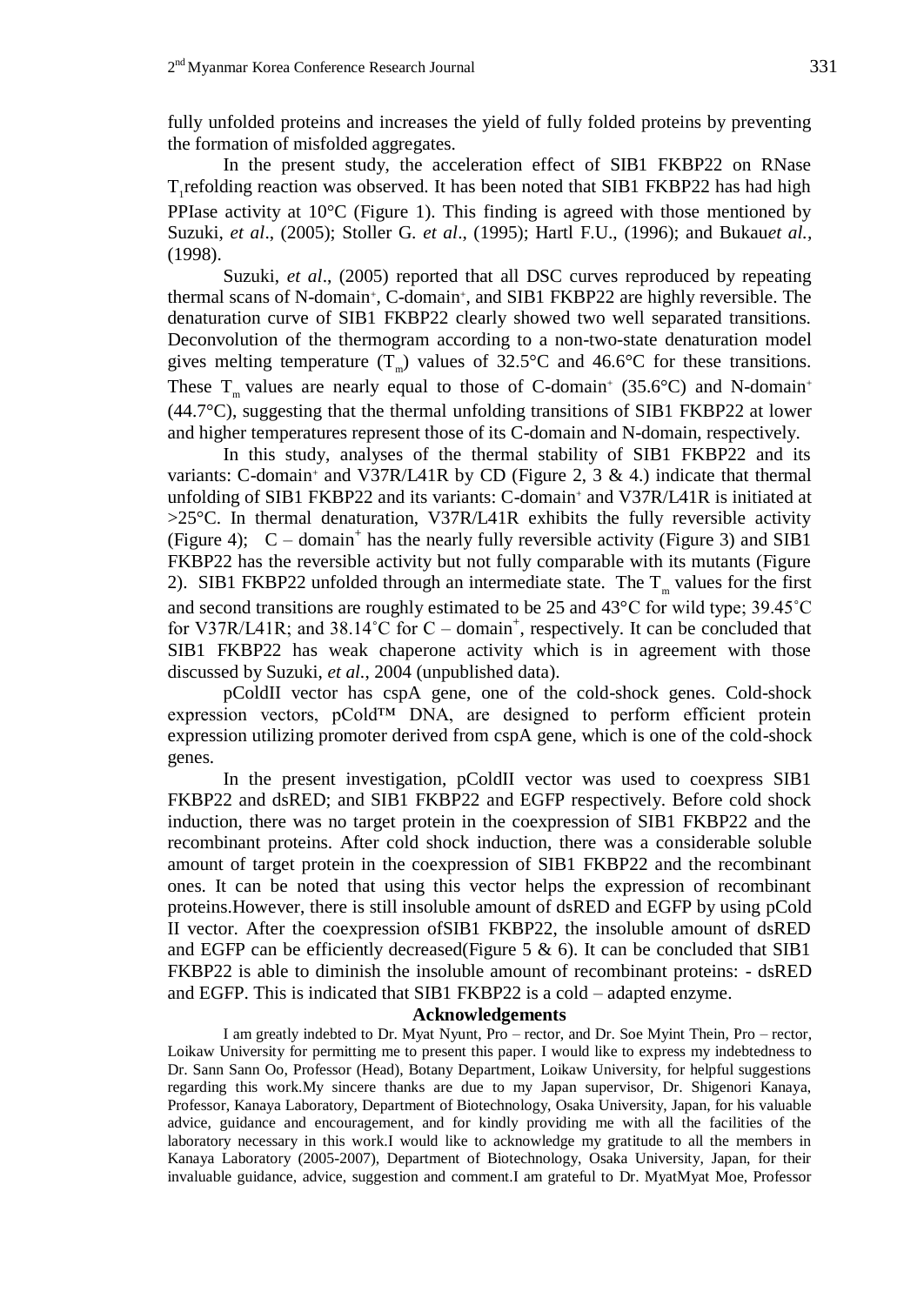fully unfolded proteins and increases the yield of fully folded proteins by preventing the formation of misfolded aggregates.

In the present study, the acceleration effect of SIB1 FKBP22 on RNase $T_1$refolding reaction was observed. It has been noted that SIB1 FKBP22 has had high PPIase activity at 10°C (Figure 1). This finding is agreed with those mentioned by Suzuki, *et al*., (2005); Stoller G. *et al*., (1995); Hartl F.U., (1996); and Bukau*et al.*, (1998).

Suzuki, *et al*., (2005) reported that all DSC curves reproduced by repeating thermal scans of N-domain$^+$, C-domain$^+$, and SIB1 FKBP22 are highly reversible. The denaturation curve of SIB1 FKBP22 clearly showed two well separated transitions. Deconvolution of the thermogram according to a non-two-state denaturation model gives melting temperature ($T_m$) values of 32.5°C and 46.6°C for these transitions. These $T_m$ values are nearly equal to those of C-domain$^+$ (35.6°C) and N-domain$^+$ (44.7°C), suggesting that the thermal unfolding transitions of SIB1 FKBP22 at lower and higher temperatures represent those of its C-domain and N-domain, respectively.

In this study, analyses of the thermal stability of SIB1 FKBP22 and its variants: C-domain$^+$ and V37R/L41R by CD (Figure 2, 3 & 4.) indicate that thermal unfolding of SIB1 FKBP22 and its variants: C-domain$^+$ and V37R/L41R is initiated at >25°C. In thermal denaturation, V37R/L41R exhibits the fully reversible activity (Figure 4); C – domain$^+$ has the nearly fully reversible activity (Figure 3) and SIB1 FKBP22 has the reversible activity but not fully comparable with its mutants (Figure 2). SIB1 FKBP22 unfolded through an intermediate state. The $T_m$ values for the first and second transitions are roughly estimated to be 25 and 43°C for wild type; 39.45˚C for V37R/L41R; and 38.14˚C for C – domain$^+$, respectively. It can be concluded that SIB1 FKBP22 has weak chaperone activity which is in agreement with those discussed by Suzuki, *et al.*, 2004 (unpublished data).

pColdII vector has cspA gene, one of the cold-shock genes. Cold-shock expression vectors, pCold™ DNA, are designed to perform efficient protein expression utilizing promoter derived from cspA gene, which is one of the cold-shock genes.

In the present investigation, pColdII vector was used to coexpress SIB1 FKBP22 and dsRED; and SIB1 FKBP22 and EGFP respectively. Before cold shock induction, there was no target protein in the coexpression of SIB1 FKBP22 and the recombinant proteins. After cold shock induction, there was a considerable soluble amount of target protein in the coexpression of SIB1 FKBP22 and the recombinant ones. It can be noted that using this vector helps the expression of recombinant proteins.However, there is still insoluble amount of dsRED and EGFP by using pCold II vector. After the coexpression ofSIB1 FKBP22, the insoluble amount of dsRED and EGFP can be efficiently decreased(Figure 5 & 6). It can be concluded that SIB1 FKBP22 is able to diminish the insoluble amount of recombinant proteins: - dsRED and EGFP. This is indicated that SIB1 FKBP22 is a cold – adapted enzyme.

## Acknowledgements

I am greatly indebted to Dr. Myat Nyunt, Pro – rector, and Dr. Soe Myint Thein, Pro – rector, Loikaw University for permitting me to present this paper. I would like to express my indebtedness to Dr. Sann Sann Oo, Professor (Head), Botany Department, Loikaw University, for helpful suggestions regarding this work.My sincere thanks are due to my Japan supervisor, Dr. Shigenori Kanaya, Professor, Kanaya Laboratory, Department of Biotechnology, Osaka University, Japan, for his valuable advice, guidance and encouragement, and for kindly providing me with all the facilities of the laboratory necessary in this work.I would like to acknowledge my gratitude to all the members in Kanaya Laboratory (2005-2007), Department of Biotechnology, Osaka University, Japan, for their invaluable guidance, advice, suggestion and comment.I am grateful to Dr. MyatMyat Moe, Professor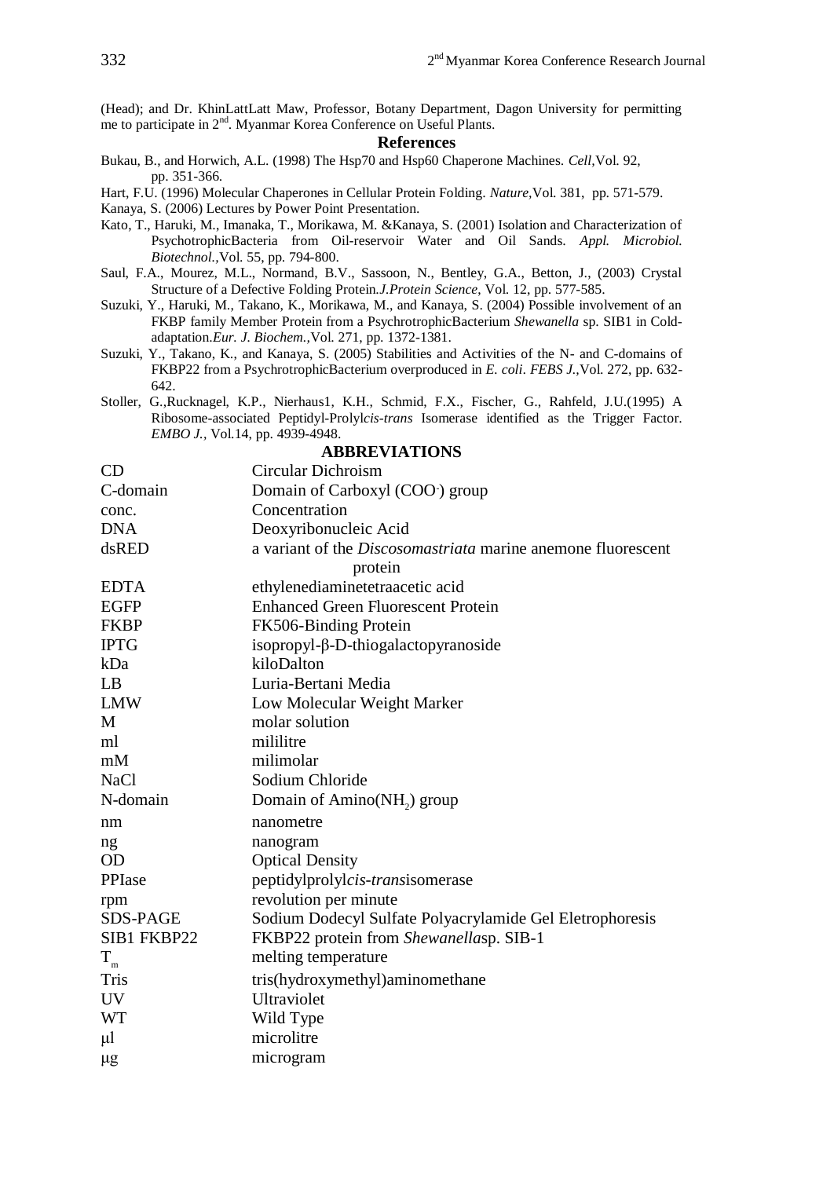(Head); and Dr. KhinLattLatt Maw, Professor, Botany Department, Dagon University for permitting me to participate in 2nd. Myanmar Korea Conference on Useful Plants.

## References

Bukau, B., and Horwich, A.L. (1998) The Hsp70 and Hsp60 Chaperone Machines. *Cell*,Vol. 92, pp. 351-366.

Hart, F.U. (1996) Molecular Chaperones in Cellular Protein Folding. *Nature*,Vol. 381, pp. 571-579.

Kanaya, S. (2006) Lectures by Power Point Presentation.

Kato, T., Haruki, M., Imanaka, T., Morikawa, M. &Kanaya, S. (2001) Isolation and Characterization of PsychotrophicBacteria from Oil-reservoir Water and Oil Sands. *Appl. Microbiol. Biotechnol.*,Vol. 55, pp. 794-800.

Saul, F.A., Mourez, M.L., Normand, B.V., Sassoon, N., Bentley, G.A., Betton, J., (2003) Crystal Structure of a Defective Folding Protein.*J.Protein Science*, Vol. 12, pp. 577-585.

Suzuki, Y., Haruki, M., Takano, K., Morikawa, M., and Kanaya, S. (2004) Possible involvement of an FKBP family Member Protein from a PsychrotrophicBacterium *Shewanella* sp. SIB1 in Cold-adaptation.*Eur. J. Biochem.*,Vol. 271, pp. 1372-1381.

Suzuki, Y., Takano, K., and Kanaya, S. (2005) Stabilities and Activities of the N- and C-domains of FKBP22 from a PsychrotrophicBacterium overproduced in *E. coli*. *FEBS J.*,Vol. 272, pp. 632-642.

Stoller, G.,Rucknagel, K.P., Nierhaus1, K.H., Schmid, F.X., Fischer, G., Rahfeld, J.U.(1995) A Ribosome-associated Peptidyl-Prolyl*cis-trans* Isomerase identified as the Trigger Factor. *EMBO J.*, Vol.14, pp. 4939-4948.

## ABBREVIATIONS

| | |
|---|---|
| CD | Circular Dichroism |
| C-domain | Domain of Carboxyl ($COO^-$) group |
| conc. | Concentration |
| DNA | Deoxyribonucleic Acid |
| dsRED | a variant of the *Discosomastriata* marine anemone fluorescent protein |
| EDTA | ethylenediaminetetraacetic acid |
| EGFP | Enhanced Green Fluorescent Protein |
| FKBP | FK506-Binding Protein |
| IPTG | isopropyl-β-D-thiogalactopyranoside |
| kDa | kiloDalton |
| LB | Luria-Bertani Media |
| LMW | Low Molecular Weight Marker |
| M | molar solution |
| ml | mililitre |
| mM | milimolar |
| NaCl | Sodium Chloride |
| N-domain | Domain of Amino($NH_2$) group |
| nm | nanometre |
| ng | nanogram |
| OD | Optical Density |
| PPIase | peptidylprolyl*cis-trans*isomerase |
| rpm | revolution per minute |
| SDS-PAGE | Sodium Dodecyl Sulfate Polyacrylamide Gel Eletrophoresis |
| SIB1 FKBP22 | FKBP22 protein from *Shewanella*sp. SIB-1 |
| $T_m$ | melting temperature |
| Tris | tris(hydroxymethyl)aminomethane |
| UV | Ultraviolet |
| WT | Wild Type |
| μl | microlitre |
| μg | microgram |